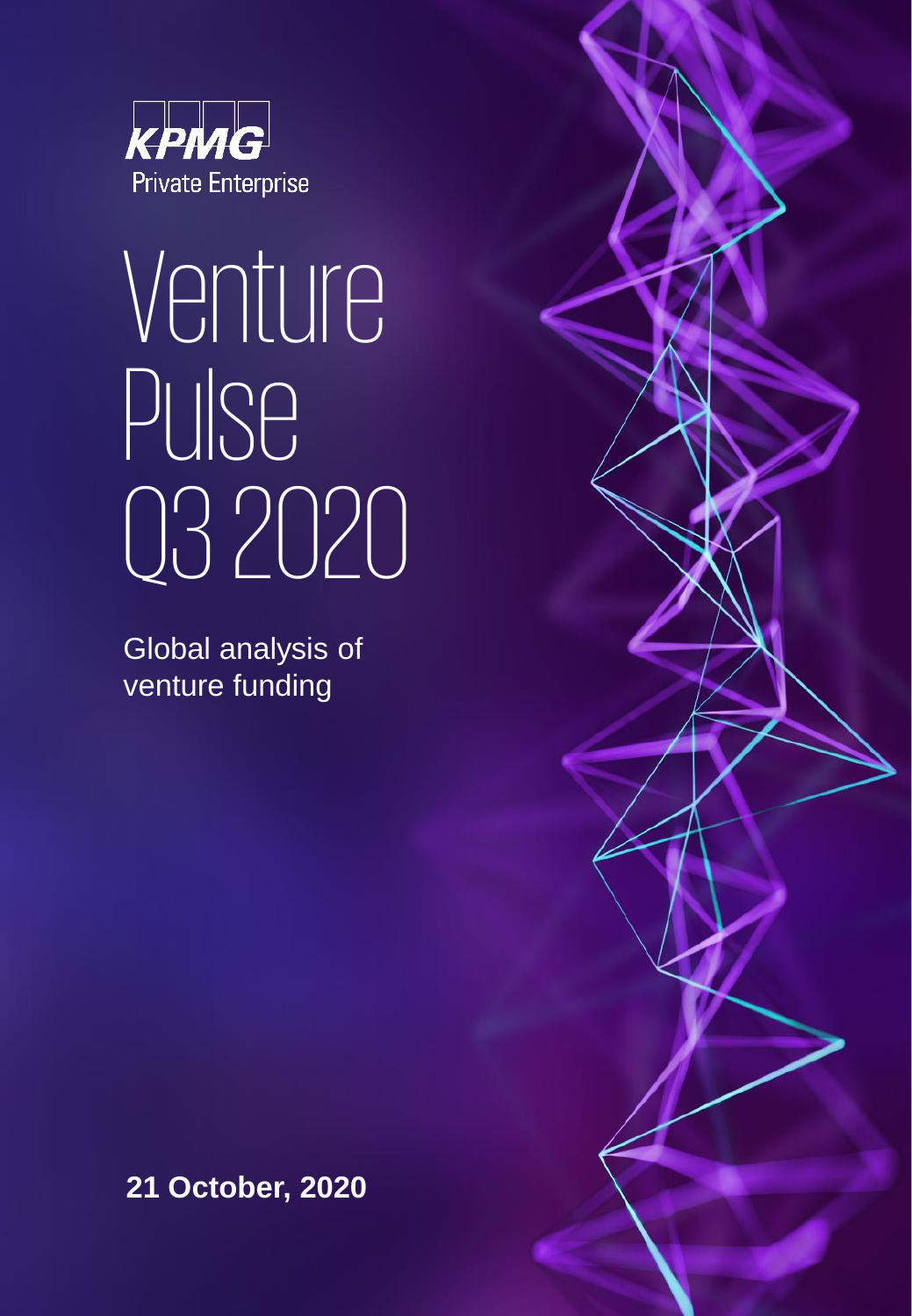KPMG

Private Enterprise

# Venture Pulse Q3 2020

Global analysis of venture funding

**21 October, 2020**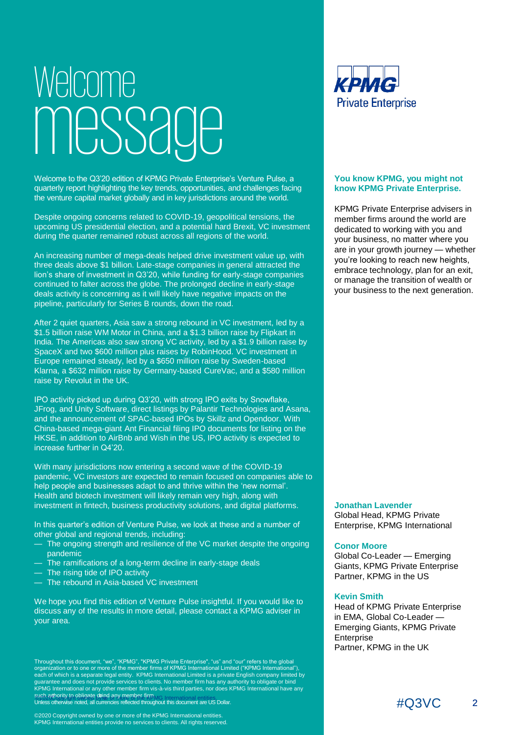# Welcome message

Welcome to the Q3'20 edition of KPMG Private Enterprise's Venture Pulse, a quarterly report highlighting the key trends, opportunities, and challenges facing the venture capital market globally and in key jurisdictions around the world.

Despite ongoing concerns related to COVID-19, geopolitical tensions, the upcoming US presidential election, and a potential hard Brexit, VC investment during the quarter remained robust across all regions of the world.

An increasing number of mega-deals helped drive investment value up, with three deals above $1 billion. Late-stage companies in general attracted the lion's share of investment in Q3'20, while funding for early-stage companies continued to falter across the globe. The prolonged decline in early-stage deals activity is concerning as it will likely have negative impacts on the pipeline, particularly for Series B rounds, down the road.

After 2 quiet quarters, Asia saw a strong rebound in VC investment, led by a $1.5 billion raise WM Motor in China, and a $1.3 billion raise by Flipkart in India. The Americas also saw strong VC activity, led by a $1.9 billion raise by SpaceX and two $600 million plus raises by RobinHood. VC investment in Europe remained steady, led by a $650 million raise by Sweden-based Klarna, a $632 million raise by Germany-based CureVac, and a $580 million raise by Revolut in the UK.

IPO activity picked up during Q3'20, with strong IPO exits by Snowflake, JFrog, and Unity Software, direct listings by Palantir Technologies and Asana, and the announcement of SPAC-based IPOs by Skillz and Opendoor. With China-based mega-giant Ant Financial filing IPO documents for listing on the HKSE, in addition to AirBnb and Wish in the US, IPO activity is expected to increase further in Q4'20.

With many jurisdictions now entering a second wave of the COVID-19 pandemic, VC investors are expected to remain focused on companies able to help people and businesses adapt to and thrive within the 'new normal'. Health and biotech investment will likely remain very high, along with investment in fintech, business productivity solutions, and digital platforms.

In this quarter's edition of Venture Pulse, we look at these and a number of other global and regional trends, including:

- The ongoing strength and resilience of the VC market despite the ongoing pandemic
- The ramifications of a long-term decline in early-stage deals
- The rising tide of IPO activity
- The rebound in Asia-based VC investment

We hope you find this edition of Venture Pulse insightful. If you would like to discuss any of the results in more detail, please contact a KPMG adviser in your area.

**You know KPMG, you might not know KPMG Private Enterprise.**

KPMG Private Enterprise advisers in member firms around the world are dedicated to working with you and your business, no matter where you are in your growth journey — whether you're looking to reach new heights, embrace technology, plan for an exit, or manage the transition of wealth or your business to the next generation.

**Jonathan Lavender**
Global Head, KPMG Private Enterprise, KPMG International

**Conor Moore**
Global Co-Leader — Emerging Giants, KPMG Private Enterprise
Partner, KPMG in the US

**Kevin Smith**
Head of KPMG Private Enterprise in EMA, Global Co-Leader — Emerging Giants, KPMG Private Enterprise
Partner, KPMG in the UK

Throughout this document, "we", "KPMG", "KPMG Private Enterprise", "us" and "our" refers to the global organization or to one or more of the member firms of KPMG International Limited ("KPMG International"), each of which is a separate legal entity. KPMG International Limited is a private English company limited by guarantee and does not provide services to clients. No member firm has any authority to obligate or bind KPMG International or any other member firm vis-à-vis third parties, nor does KPMG International have any such authority to obligate or bind any member firm.

Unless otherwise noted, all currencies reflected throughout this document are US Dollar.

©2020 Copyright owned by one or more of the KPMG International entities. KPMG International entities provide no services to clients. All rights reserved.

#Q3VC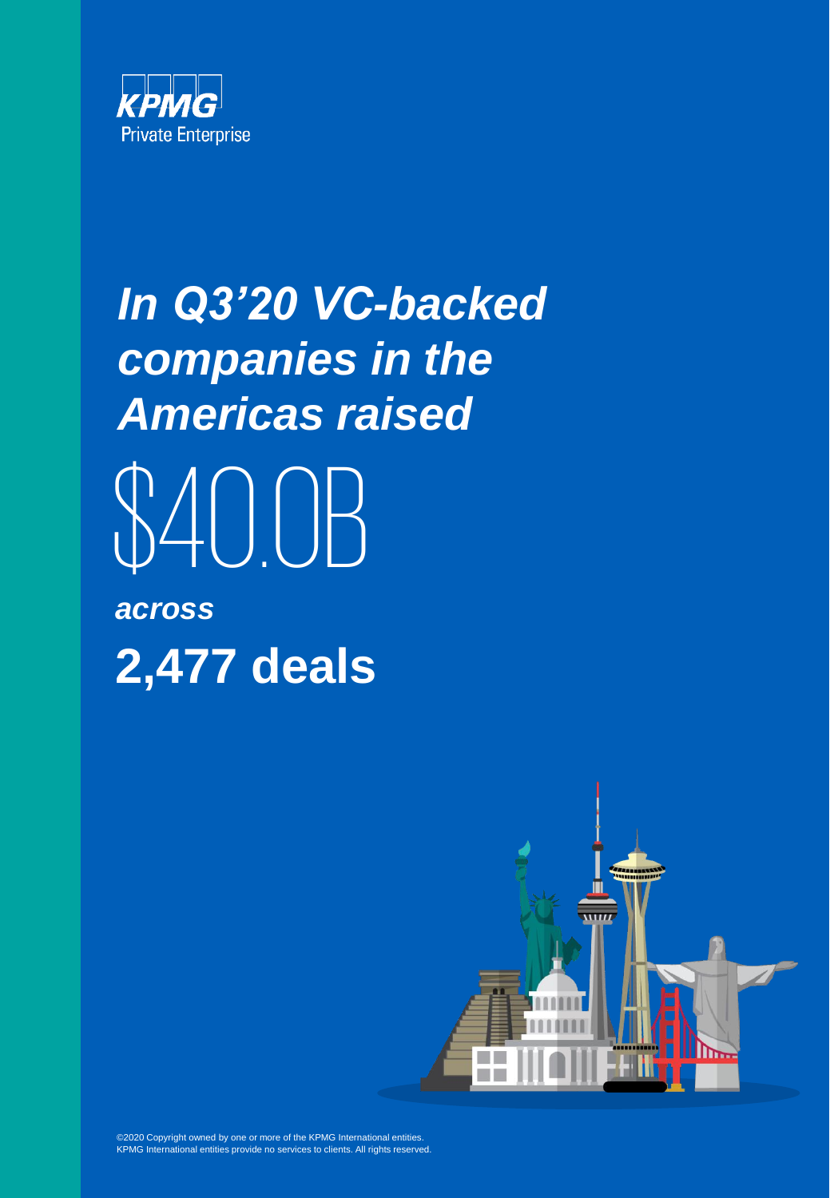KPMG Private Enterprise

# *In Q3'20 VC-backed companies in the Americas raised*

# $40.0B

***across***

# **2,477 deals**

©2020 Copyright owned by one or more of the KPMG International entities. KPMG International entities provide no services to clients. All rights reserved.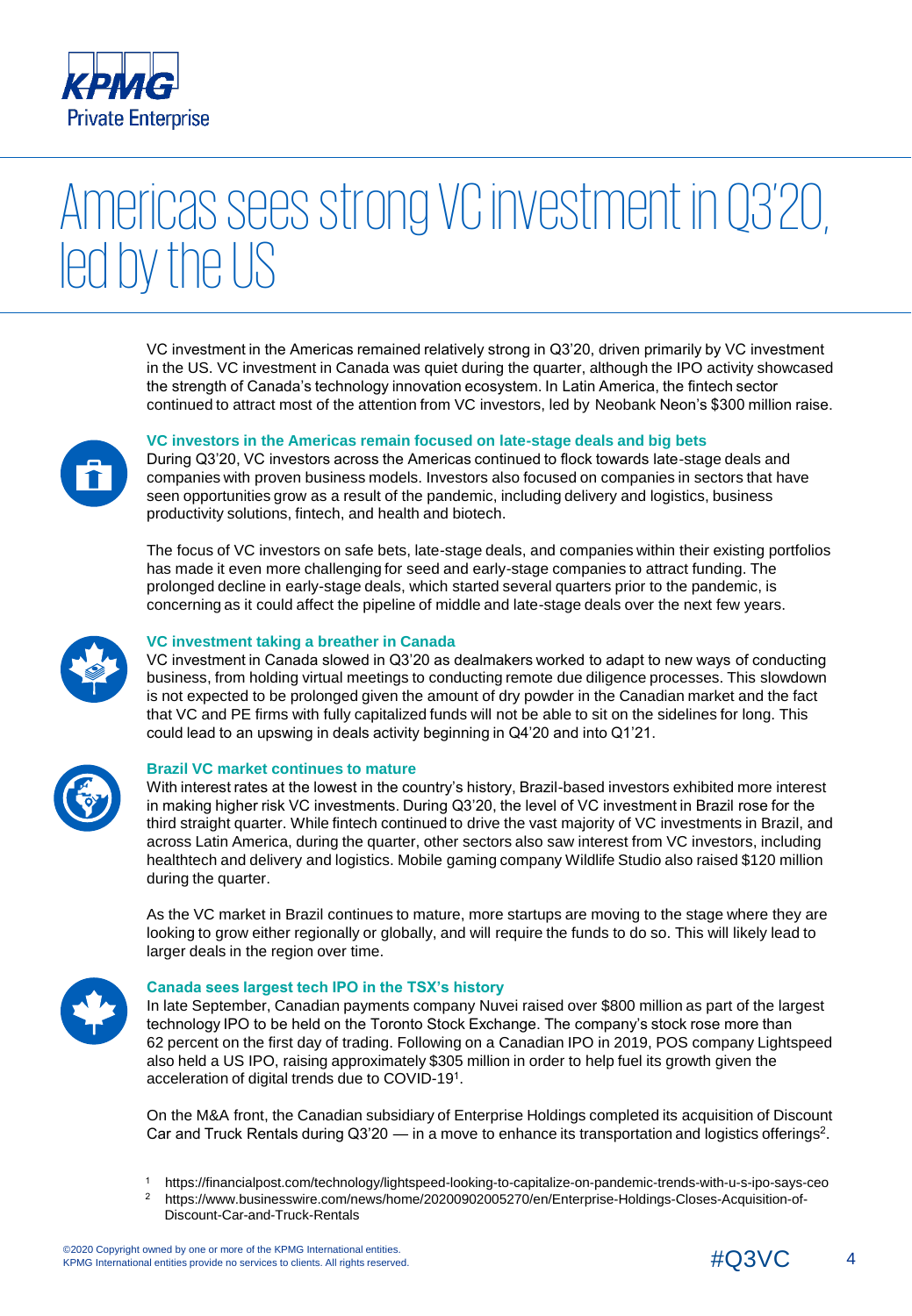# Americas sees strong VC investment in Q3'20, led by the US

VC investment in the Americas remained relatively strong in Q3'20, driven primarily by VC investment in the US. VC investment in Canada was quiet during the quarter, although the IPO activity showcased the strength of Canada's technology innovation ecosystem. In Latin America, the fintech sector continued to attract most of the attention from VC investors, led by Neobank Neon's $300 million raise.

### VC investors in the Americas remain focused on late-stage deals and big bets

During Q3'20, VC investors across the Americas continued to flock towards late-stage deals and companies with proven business models. Investors also focused on companies in sectors that have seen opportunities grow as a result of the pandemic, including delivery and logistics, business productivity solutions, fintech, and health and biotech.

The focus of VC investors on safe bets, late-stage deals, and companies within their existing portfolios has made it even more challenging for seed and early-stage companies to attract funding. The prolonged decline in early-stage deals, which started several quarters prior to the pandemic, is concerning as it could affect the pipeline of middle and late-stage deals over the next few years.

### VC investment taking a breather in Canada

VC investment in Canada slowed in Q3'20 as dealmakers worked to adapt to new ways of conducting business, from holding virtual meetings to conducting remote due diligence processes. This slowdown is not expected to be prolonged given the amount of dry powder in the Canadian market and the fact that VC and PE firms with fully capitalized funds will not be able to sit on the sidelines for long. This could lead to an upswing in deals activity beginning in Q4'20 and into Q1'21.

### Brazil VC market continues to mature

With interest rates at the lowest in the country's history, Brazil-based investors exhibited more interest in making higher risk VC investments. During Q3'20, the level of VC investment in Brazil rose for the third straight quarter. While fintech continued to drive the vast majority of VC investments in Brazil, and across Latin America, during the quarter, other sectors also saw interest from VC investors, including healthtech and delivery and logistics. Mobile gaming company Wildlife Studio also raised $120 million during the quarter.

As the VC market in Brazil continues to mature, more startups are moving to the stage where they are looking to grow either regionally or globally, and will require the funds to do so. This will likely lead to larger deals in the region over time.

### Canada sees largest tech IPO in the TSX's history

In late September, Canadian payments company Nuvei raised over $800 million as part of the largest technology IPO to be held on the Toronto Stock Exchange. The company's stock rose more than 62 percent on the first day of trading. Following on a Canadian IPO in 2019, POS company Lightspeed also held a US IPO, raising approximately $305 million in order to help fuel its growth given the acceleration of digital trends due to COVID-19[1].

On the M&A front, the Canadian subsidiary of Enterprise Holdings completed its acquisition of Discount Car and Truck Rentals during Q3'20 — in a move to enhance its transportation and logistics offerings[2].

[1] https://financialpost.com/technology/lightspeed-looking-to-capitalize-on-pandemic-trends-with-u-s-ipo-says-ceo

[2] https://www.businesswire.com/news/home/20200902005270/en/Enterprise-Holdings-Closes-Acquisition-of-Discount-Car-and-Truck-Rentals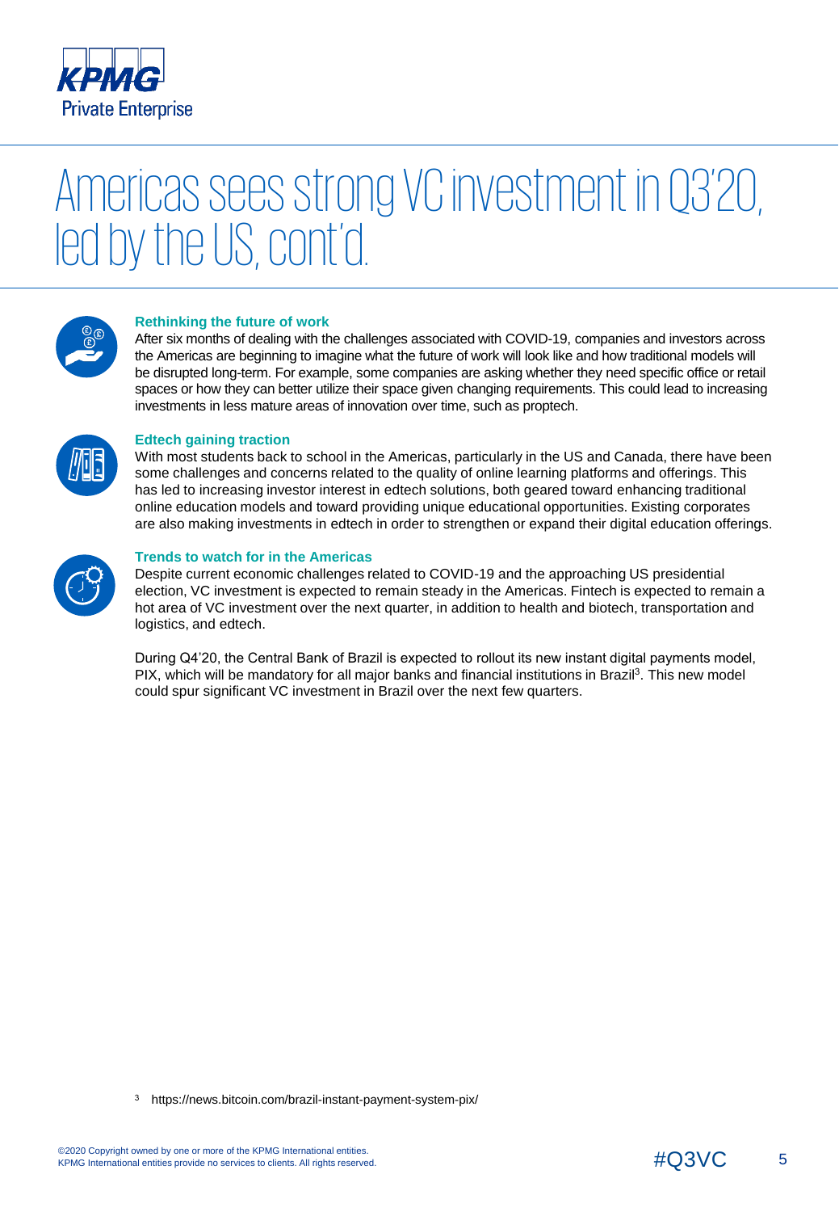# Americas sees strong VC investment in Q3'20, led by the US, cont'd.

### Rethinking the future of work

After six months of dealing with the challenges associated with COVID-19, companies and investors across the Americas are beginning to imagine what the future of work will look like and how traditional models will be disrupted long-term. For example, some companies are asking whether they need specific office or retail spaces or how they can better utilize their space given changing requirements. This could lead to increasing investments in less mature areas of innovation over time, such as proptech.

### Edtech gaining traction

With most students back to school in the Americas, particularly in the US and Canada, there have been some challenges and concerns related to the quality of online learning platforms and offerings. This has led to increasing investor interest in edtech solutions, both geared toward enhancing traditional online education models and toward providing unique educational opportunities. Existing corporates are also making investments in edtech in order to strengthen or expand their digital education offerings.

### Trends to watch for in the Americas

Despite current economic challenges related to COVID-19 and the approaching US presidential election, VC investment is expected to remain steady in the Americas. Fintech is expected to remain a hot area of VC investment over the next quarter, in addition to health and biotech, transportation and logistics, and edtech.

During Q4'20, the Central Bank of Brazil is expected to rollout its new instant digital payments model, PIX, which will be mandatory for all major banks and financial institutions in Brazil[3]. This new model could spur significant VC investment in Brazil over the next few quarters.

[3] https://news.bitcoin.com/brazil-instant-payment-system-pix/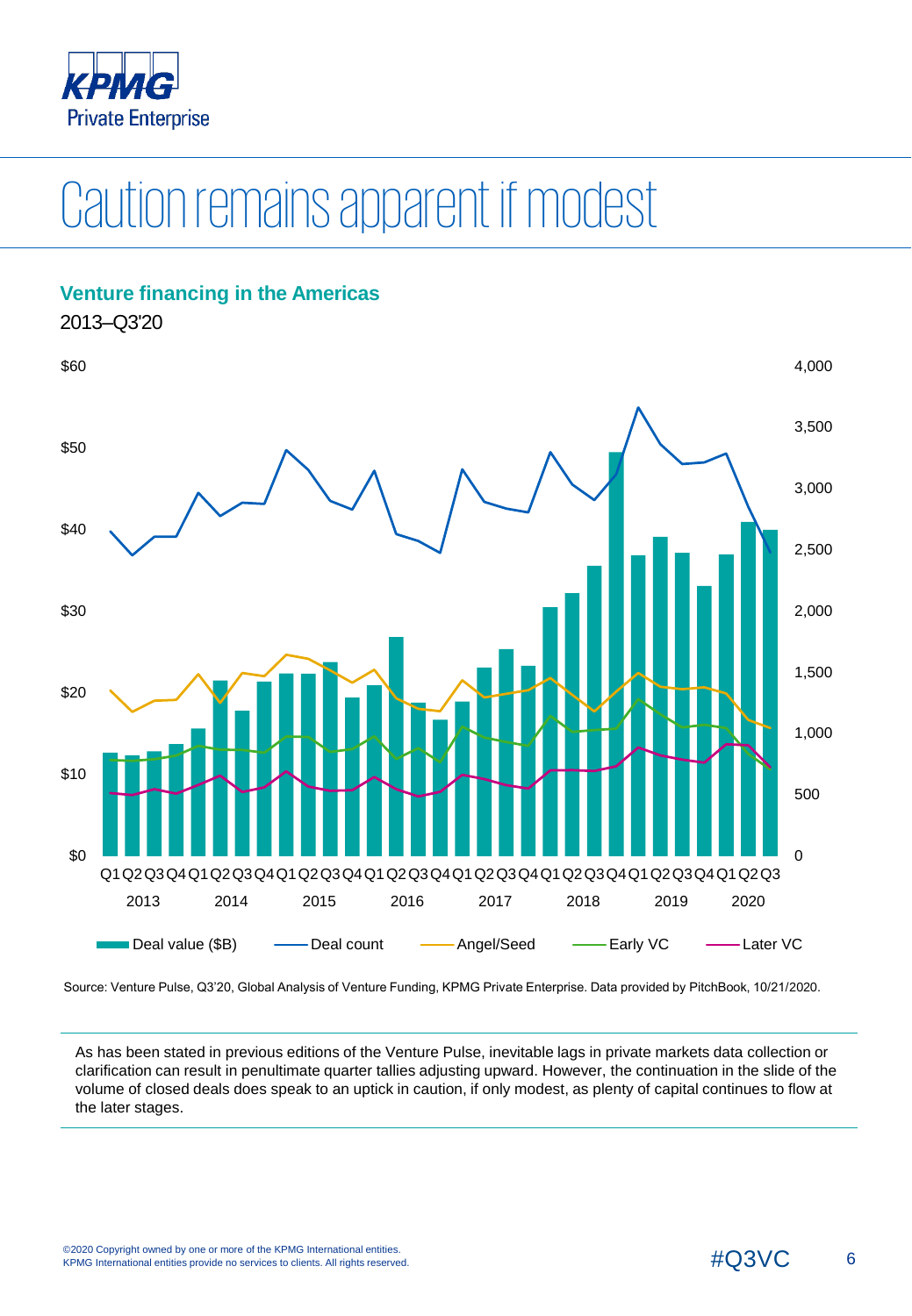# Caution remains apparent if modest

## Venture financing in the Americas

2013–Q3'20

Source: Venture Pulse, Q3'20, Global Analysis of Venture Funding, KPMG Private Enterprise. Data provided by PitchBook, 10/21/2020.

As has been stated in previous editions of the Venture Pulse, inevitable lags in private markets data collection or clarification can result in penultimate quarter tallies adjusting upward. However, the continuation in the slide of the volume of closed deals does speak to an uptick in caution, if only modest, as plenty of capital continues to flow at the later stages.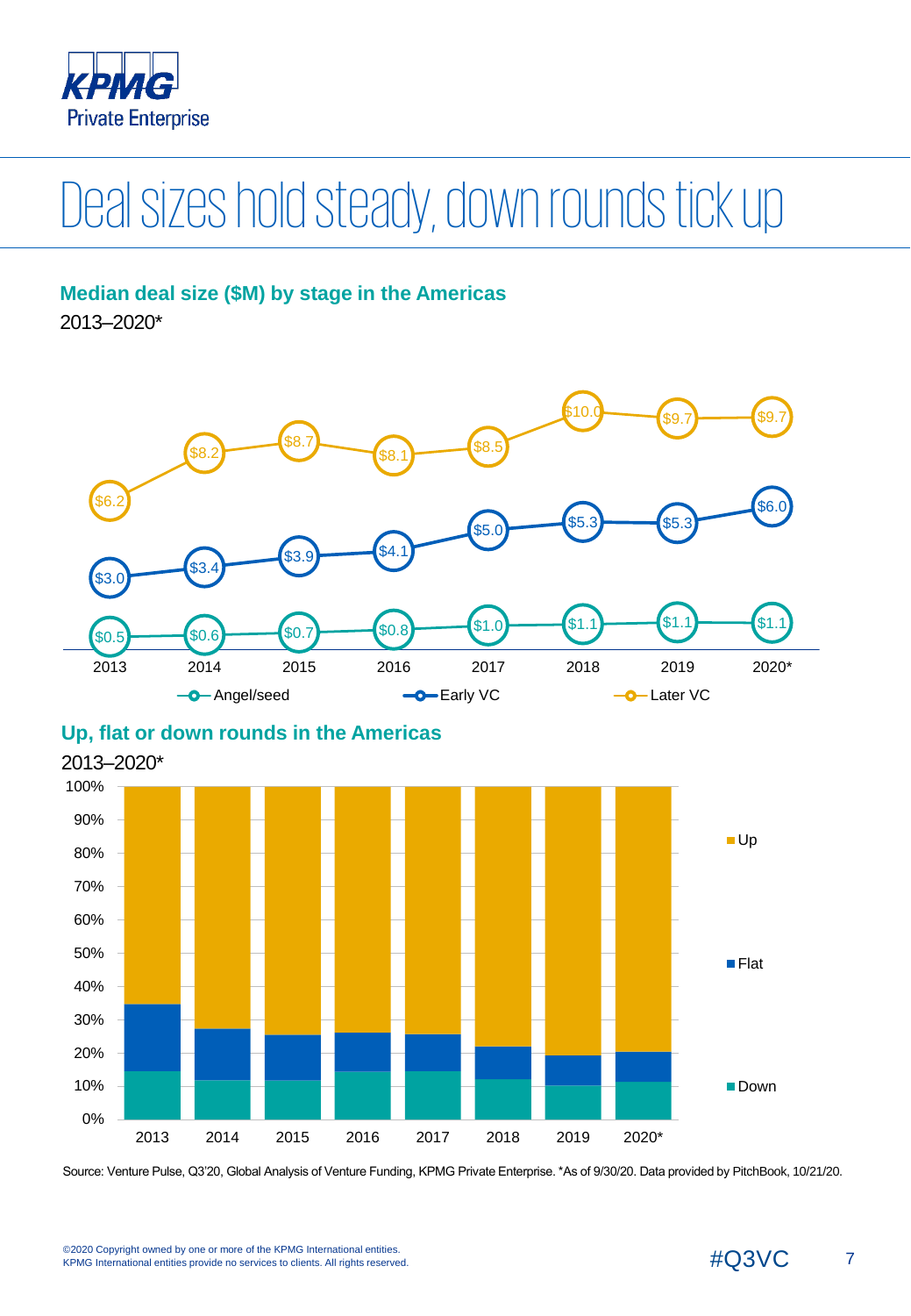# Deal sizes hold steady, down rounds tick up

## Median deal size ($M) by stage in the Americas

2013–2020*

| | 2013 | 2014 | 2015 | 2016 | 2017 | 2018 | 2019 | 2020* |
|---|---|---|---|---|---|---|---|---|
| Angel/seed | $0.5 | $0.6 | $0.7 | $0.8 | $1.0 | $1.1 | $1.1 | $1.1 |
| Early VC | $3.0 | $3.4 | $3.9 | $4.1 | $5.0 | $5.3 | $5.3 | $6.0 |
| Later VC | $6.2 | $8.2 | $8.7 | $8.1 | $8.5 | $10.0 | $9.7 | $9.7 |

## Up, flat or down rounds in the Americas

2013–2020*

Legend: Up, Flat, Down (years 2013–2020*; percentage scale 0%–100%)

Source: Venture Pulse, Q3'20, Global Analysis of Venture Funding, KPMG Private Enterprise. *As of 9/30/20. Data provided by PitchBook, 10/21/20.

©2020 Copyright owned by one or more of the KPMG International entities. KPMG International entities provide no services to clients. All rights reserved.

#Q3VC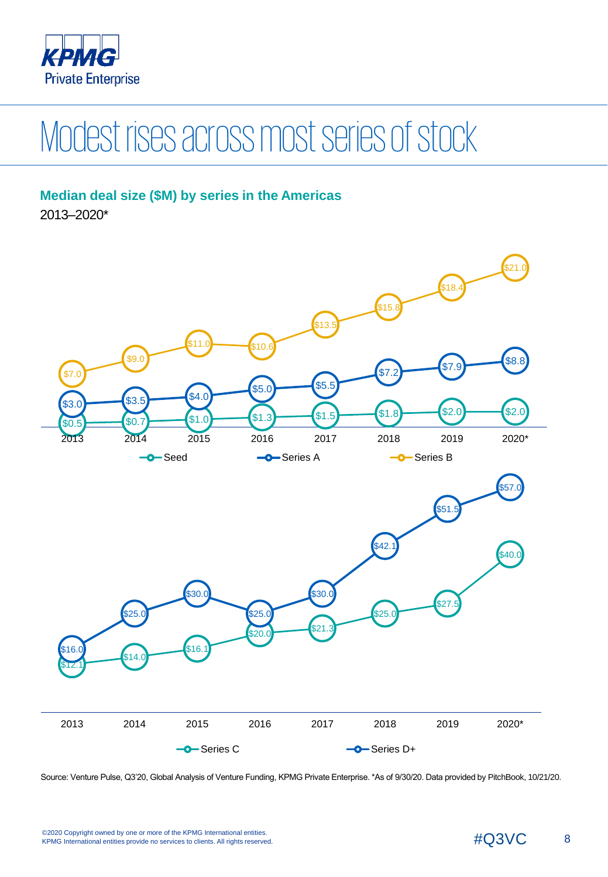# Modest rises across most series of stock

## Median deal size ($M) by series in the Americas

2013–2020*

| Year | Seed | Series A | Series B |
|---|---|---|---|
| 2013 | $0.5 | $3.0 | $7.0 |
| 2014 | $0.7 | $3.5 | $9.0 |
| 2015 | $1.0 | $4.0 | $11.0 |
| 2016 | $1.3 | $5.0 | $10.6 |
| 2017 | $1.5 | $5.5 | $13.5 |
| 2018 | $1.8 | $7.2 | $15.8 |
| 2019 | $2.0 | $7.9 | $18.4 |
| 2020* | $2.0 | $8.8 | $21.0 |

| Year | Series C | Series D+ |
|---|---|---|
| 2013 | $12.1 | $16.0 |
| 2014 | $14.0 | $25.0 |
| 2015 | $16.1 | $30.0 |
| 2016 | $20.0 | $25.0 |
| 2017 | $21.3 | $30.0 |
| 2018 | $25.0 | $42.1 |
| 2019 | $27.5 | $51.5 |
| 2020* | $40.0 | $57.0 |

Source: Venture Pulse, Q3'20, Global Analysis of Venture Funding, KPMG Private Enterprise. *As of 9/30/20. Data provided by PitchBook, 10/21/20.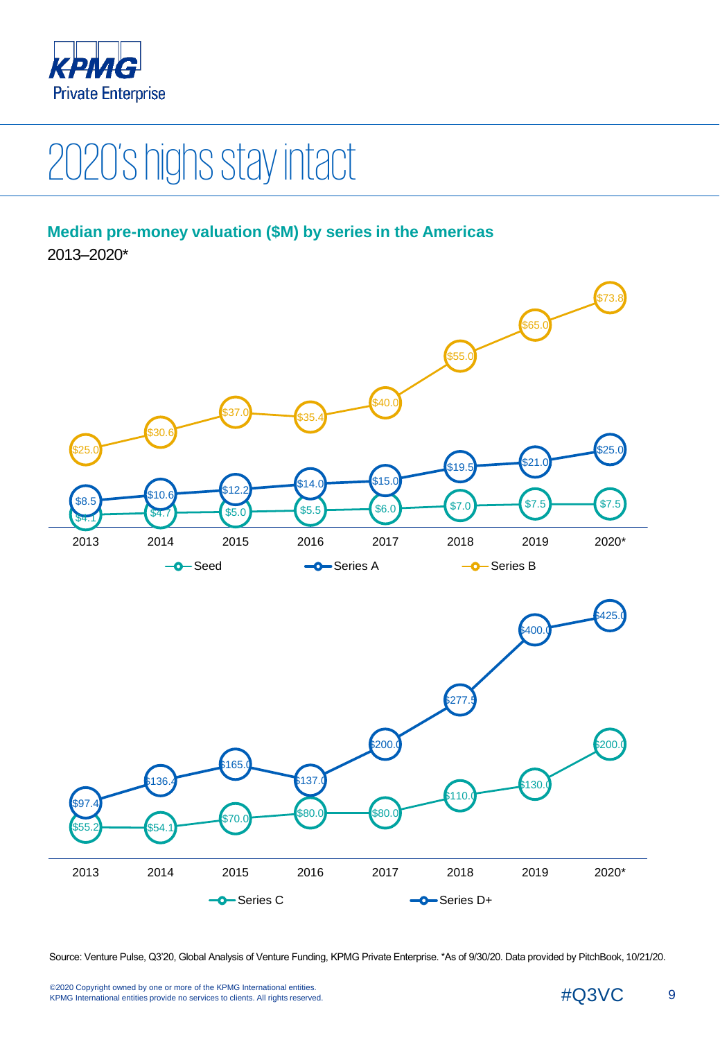# 2020's highs stay intact

## Median pre-money valuation ($M) by series in the Americas

2013–2020*

| Year | Seed | Series A | Series B |
|---|---|---|---|
| 2013 | $4.1 | $8.5 | $25.0 |
| 2014 | $4.7 | $10.6 | $30.6 |
| 2015 | $5.0 | $12.2 | $37.0 |
| 2016 | $5.5 | $14.0 | $35.4 |
| 2017 | $6.0 | $15.0 | $40.0 |
| 2018 | $7.0 | $19.5 | $55.0 |
| 2019 | $7.5 | $21.0 | $65.0 |
| 2020* | $7.5 | $25.0 | $73.8 |

| Year | Series C | Series D+ |
|---|---|---|
| 2013 | $55.2 | $97.4 |
| 2014 | $54.1 | $136.4 |
| 2015 | $70.0 | $165.0 |
| 2016 | $80.0 | $137.0 |
| 2017 | $80.0 | $200.0 |
| 2018 | $110.0 | $277.5 |
| 2019 | $130.0 | $400.0 |
| 2020* | $200.0 | $425.0 |

Source: Venture Pulse, Q3'20, Global Analysis of Venture Funding, KPMG Private Enterprise. *As of 9/30/20. Data provided by PitchBook, 10/21/20.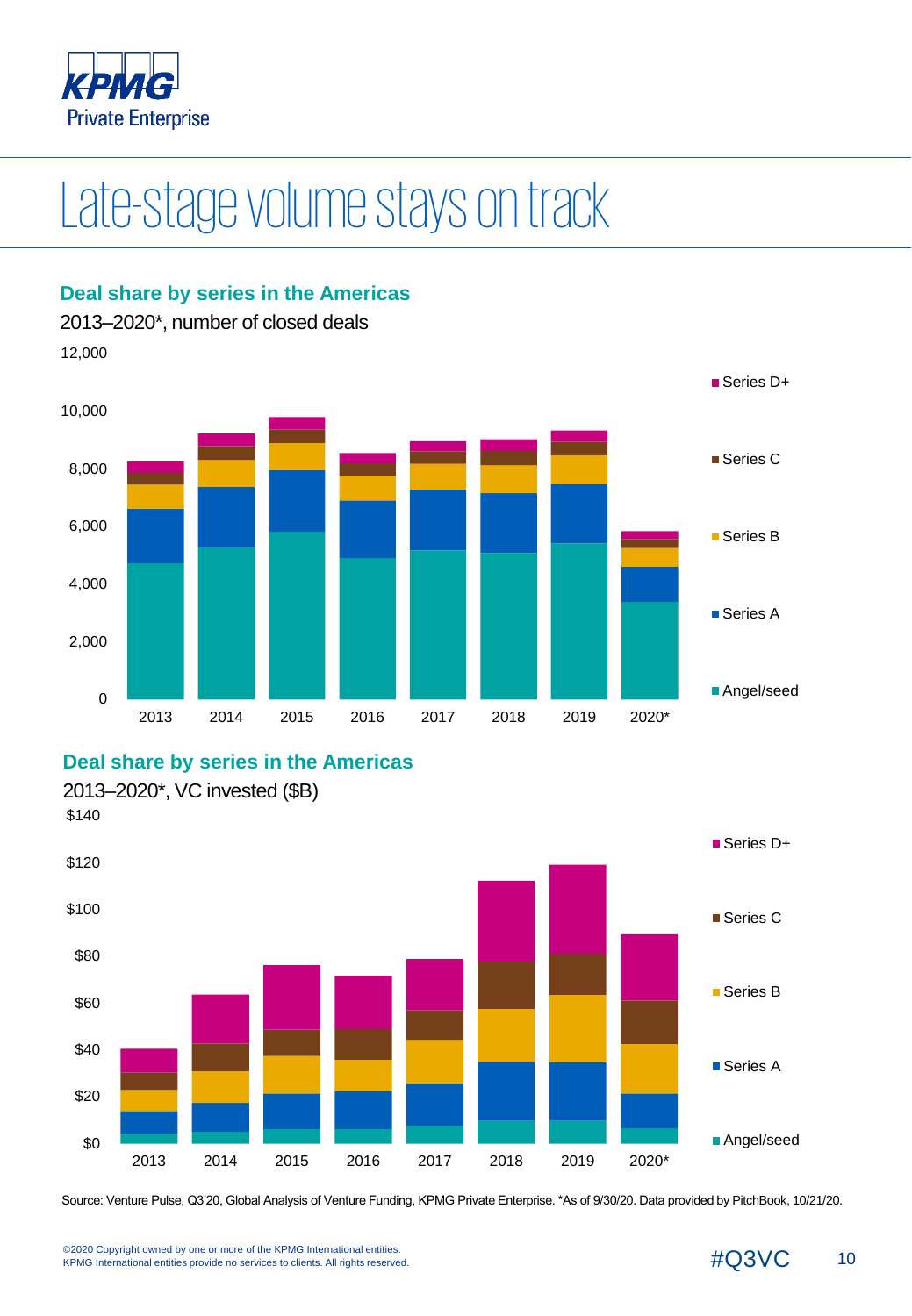# Late-stage volume stays on track

### Deal share by series in the Americas

2013–2020*, number of closed deals

12,000
10,000
8,000
6,000
4,000
2,000
0

2013 2014 2015 2016 2017 2018 2019 2020*

Series D+
Series C
Series B
Series A
Angel/seed

### Deal share by series in the Americas

2013–2020*, VC invested ($B)

$140
$120
$100
$80
$60
$40
$20
$0

2013 2014 2015 2016 2017 2018 2019 2020*

Series D+
Series C
Series B
Series A
Angel/seed

Source: Venture Pulse, Q3'20, Global Analysis of Venture Funding, KPMG Private Enterprise. *As of 9/30/20. Data provided by PitchBook, 10/21/20.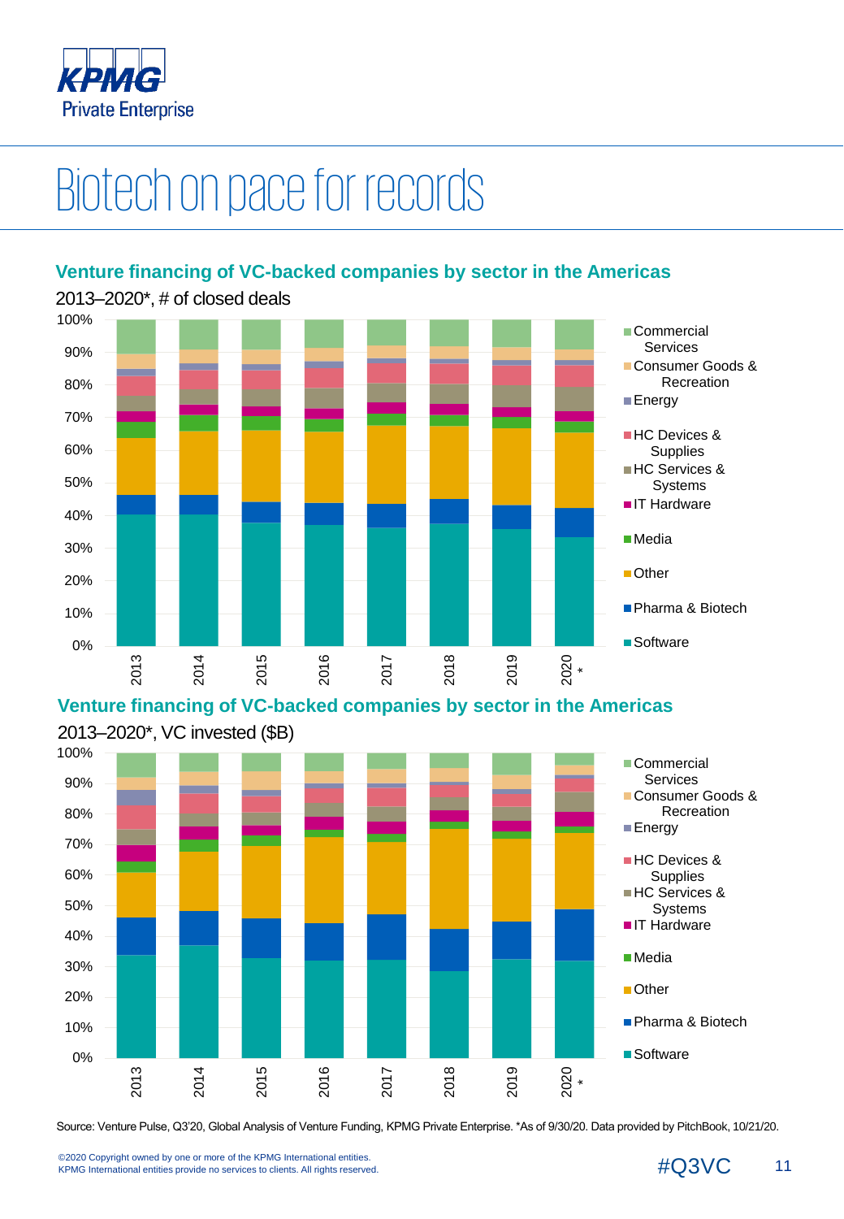# Biotech on pace for records

## Venture financing of VC-backed companies by sector in the Americas

2013–2020*, # of closed deals

100%
90%
80%
70%
60%
50%
40%
30%
20%
10%
0%

2013 2014 2015 2016 2017 2018 2019 2020*

- Commercial Services
- Consumer Goods & Recreation
- Energy
- HC Devices & Supplies
- HC Services & Systems
- IT Hardware
- Media
- Other
- Pharma & Biotech
- Software

## Venture financing of VC-backed companies by sector in the Americas

2013–2020*, VC invested ($B)

100%
90%
80%
70%
60%
50%
40%
30%
20%
10%
0%

2013 2014 2015 2016 2017 2018 2019 2020*

- Commercial Services
- Consumer Goods & Recreation
- Energy
- HC Devices & Supplies
- HC Services & Systems
- IT Hardware
- Media
- Other
- Pharma & Biotech
- Software

Source: Venture Pulse, Q3'20, Global Analysis of Venture Funding, KPMG Private Enterprise. *As of 9/30/20. Data provided by PitchBook, 10/21/20.

©2020 Copyright owned by one or more of the KPMG International entities.
KPMG International entities provide no services to clients. All rights reserved.

#Q3VC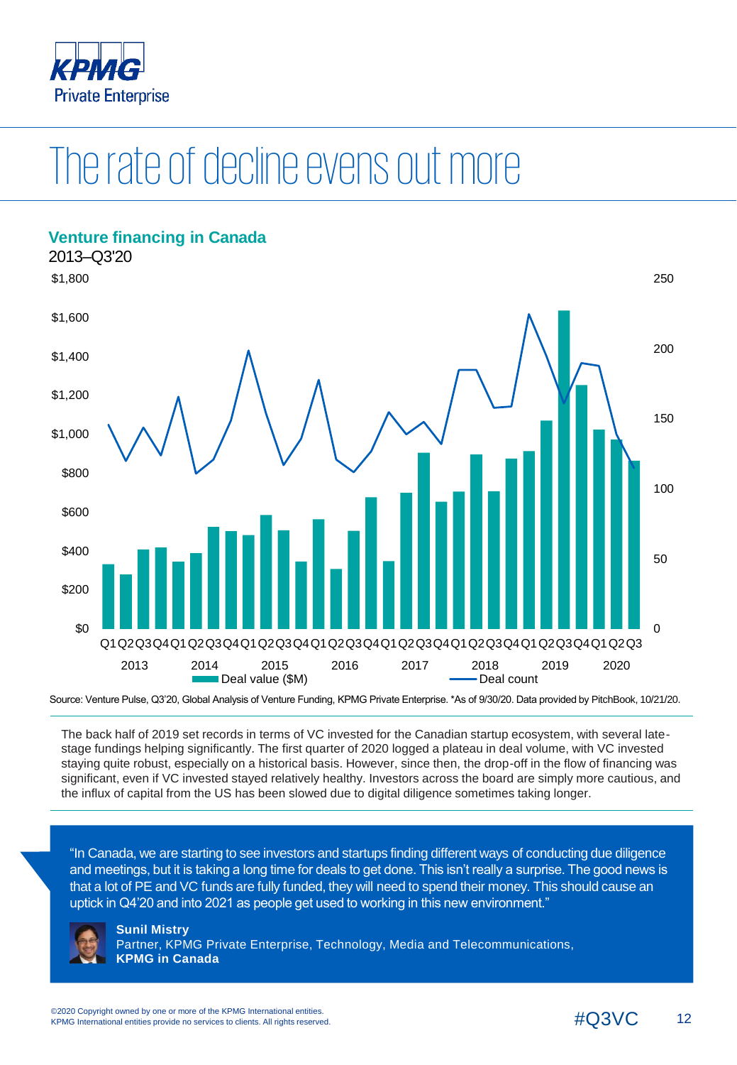# The rate of decline evens out more

## Venture financing in Canada

2013–Q3'20

Source: Venture Pulse, Q3'20, Global Analysis of Venture Funding, KPMG Private Enterprise. *As of 9/30/20. Data provided by PitchBook, 10/21/20.

The back half of 2019 set records in terms of VC invested for the Canadian startup ecosystem, with several late-stage fundings helping significantly. The first quarter of 2020 logged a plateau in deal volume, with VC invested staying quite robust, especially on a historical basis. However, since then, the drop-off in the flow of financing was significant, even if VC invested stayed relatively healthy. Investors across the board are simply more cautious, and the influx of capital from the US has been slowed due to digital diligence sometimes taking longer.

> "In Canada, we are starting to see investors and startups finding different ways of conducting due diligence and meetings, but it is taking a long time for deals to get done. This isn't really a surprise. The good news is that a lot of PE and VC funds are fully funded, they will need to spend their money. This should cause an uptick in Q4'20 and into 2021 as people get used to working in this new environment."

**Sunil Mistry**
Partner, KPMG Private Enterprise, Technology, Media and Telecommunications,
**KPMG in Canada**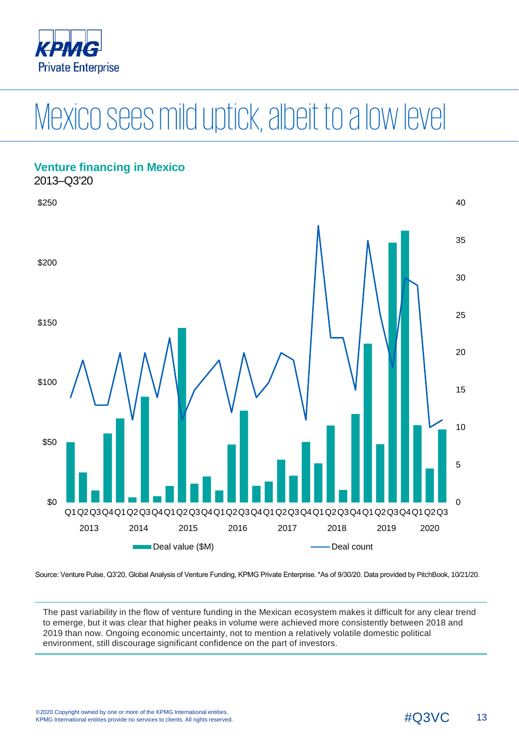# Mexico sees mild uptick, albeit to a low level

## Venture financing in Mexico

2013–Q3'20

Source: Venture Pulse, Q3'20, Global Analysis of Venture Funding, KPMG Private Enterprise. *As of 9/30/20. Data provided by PitchBook, 10/21/20.

The past variability in the flow of venture funding in the Mexican ecosystem makes it difficult for any clear trend to emerge, but it was clear that higher peaks in volume were achieved more consistently between 2018 and 2019 than now. Ongoing economic uncertainty, not to mention a relatively volatile domestic political environment, still discourage significant confidence on the part of investors.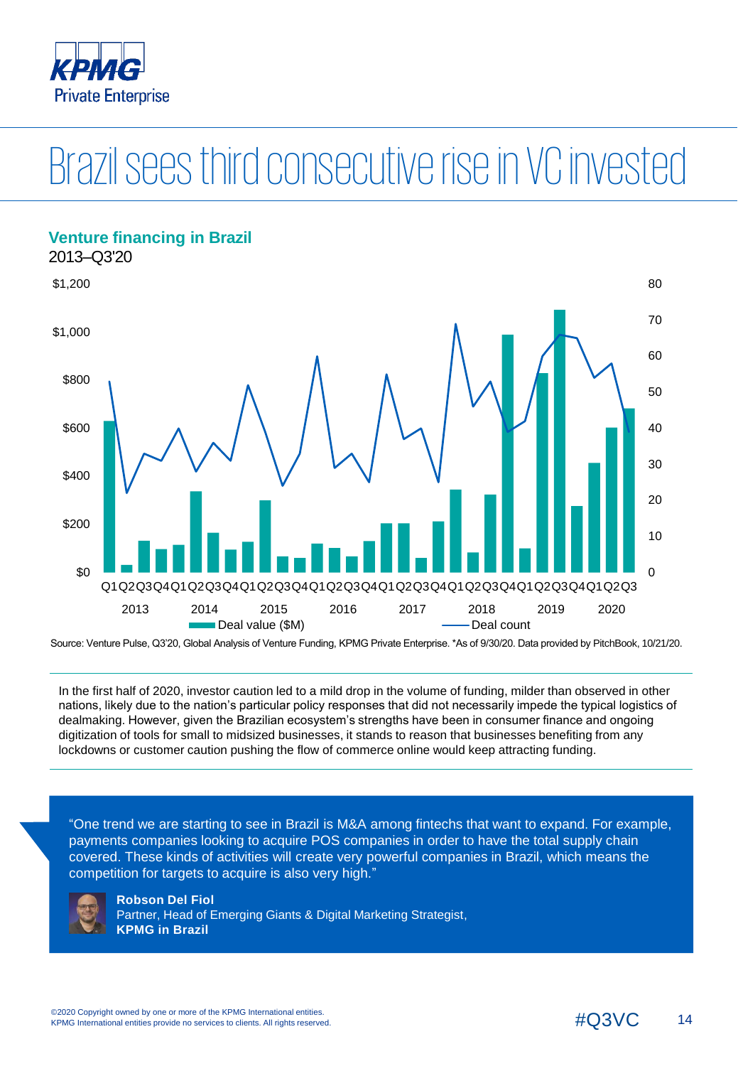# Brazil sees third consecutive rise in VC invested

## Venture financing in Brazil

2013–Q3'20

Source: Venture Pulse, Q3'20, Global Analysis of Venture Funding, KPMG Private Enterprise. *As of 9/30/20. Data provided by PitchBook, 10/21/20.

In the first half of 2020, investor caution led to a mild drop in the volume of funding, milder than observed in other nations, likely due to the nation's particular policy responses that did not necessarily impede the typical logistics of dealmaking. However, given the Brazilian ecosystem's strengths have been in consumer finance and ongoing digitization of tools for small to midsized businesses, it stands to reason that businesses benefiting from any lockdowns or customer caution pushing the flow of commerce online would keep attracting funding.

> "One trend we are starting to see in Brazil is M&A among fintechs that want to expand. For example, payments companies looking to acquire POS companies in order to have the total supply chain covered. These kinds of activities will create very powerful companies in Brazil, which means the competition for targets to acquire is also very high."
>
> **Robson Del Fiol**
> Partner, Head of Emerging Giants & Digital Marketing Strategist,
> **KPMG in Brazil**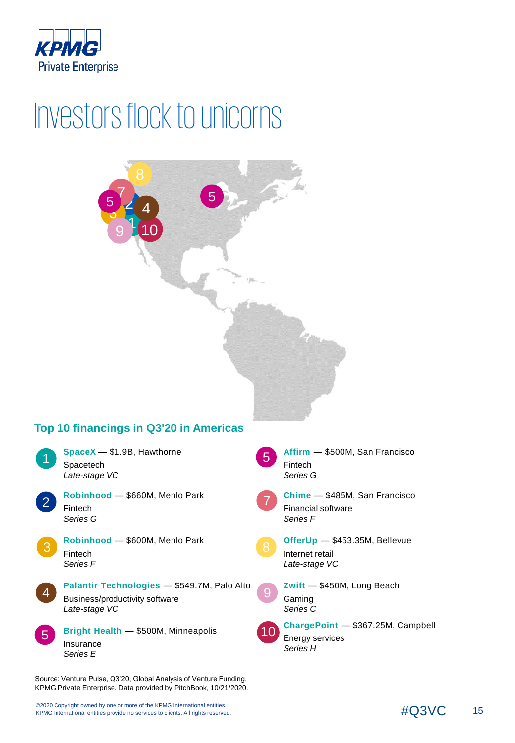# Investors flock to unicorns

## Top 10 financings in Q3'20 in Americas

1. **SpaceX** — $1.9B, Hawthorne
   Spacetech
   *Late-stage VC*

2. **Robinhood** — $660M, Menlo Park
   Fintech
   *Series G*

3. **Robinhood** — $600M, Menlo Park
   Fintech
   *Series F*

4. **Palantir Technologies** — $549.7M, Palo Alto
   Business/productivity software
   *Late-stage VC*

5. **Bright Health** — $500M, Minneapolis
   Insurance
   *Series E*

5. **Affirm** — $500M, San Francisco
   Fintech
   *Series G*

7. **Chime** — $485M, San Francisco
   Financial software
   *Series F*

8. **OfferUp** — $453.35M, Bellevue
   Internet retail
   *Late-stage VC*

9. **Zwift** — $450M, Long Beach
   Gaming
   *Series C*

10. **ChargePoint** — $367.25M, Campbell
    Energy services
    *Series H*

Source: Venture Pulse, Q3'20, Global Analysis of Venture Funding, KPMG Private Enterprise. Data provided by PitchBook, 10/21/2020.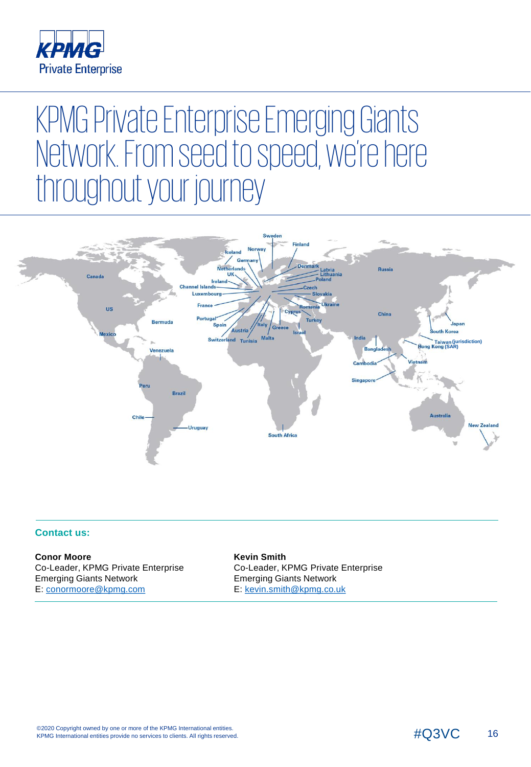KPMG Private Enterprise

# KPMG Private Enterprise Emerging Giants Network. From seed to speed, we're here throughout your journey

Sweden, Finland, Iceland, Norway, Germany, Denmark, Latvia, Lithuania, Poland, Russia, Canada, Netherlands, UK, Ireland, Channel Islands, Czech, Luxembourg, Slovakia, France, Romania, Ukraine, US, Cyprus, China, Bermuda, Portugal, Turkey, Spain, Italy, Greece, Japan, Austria, Israel, South Korea, Mexico, India, Taiwan (jurisdiction), Switzerland, Tunisia, Malta, Hong Kong (SAR), Venezuela, Bangladesh, Cambodia, Vietnam, Singapore, Peru, Brazil, Australia, Chile, New Zealand, Uruguay, South Africa

**Contact us:**

**Conor Moore**
Co-Leader, KPMG Private Enterprise
Emerging Giants Network
E: conormoore@kpmg.com

**Kevin Smith**
Co-Leader, KPMG Private Enterprise
Emerging Giants Network
E: kevin.smith@kpmg.co.uk

©2020 Copyright owned by one or more of the KPMG International entities.
KPMG International entities provide no services to clients. All rights reserved.

#Q3VC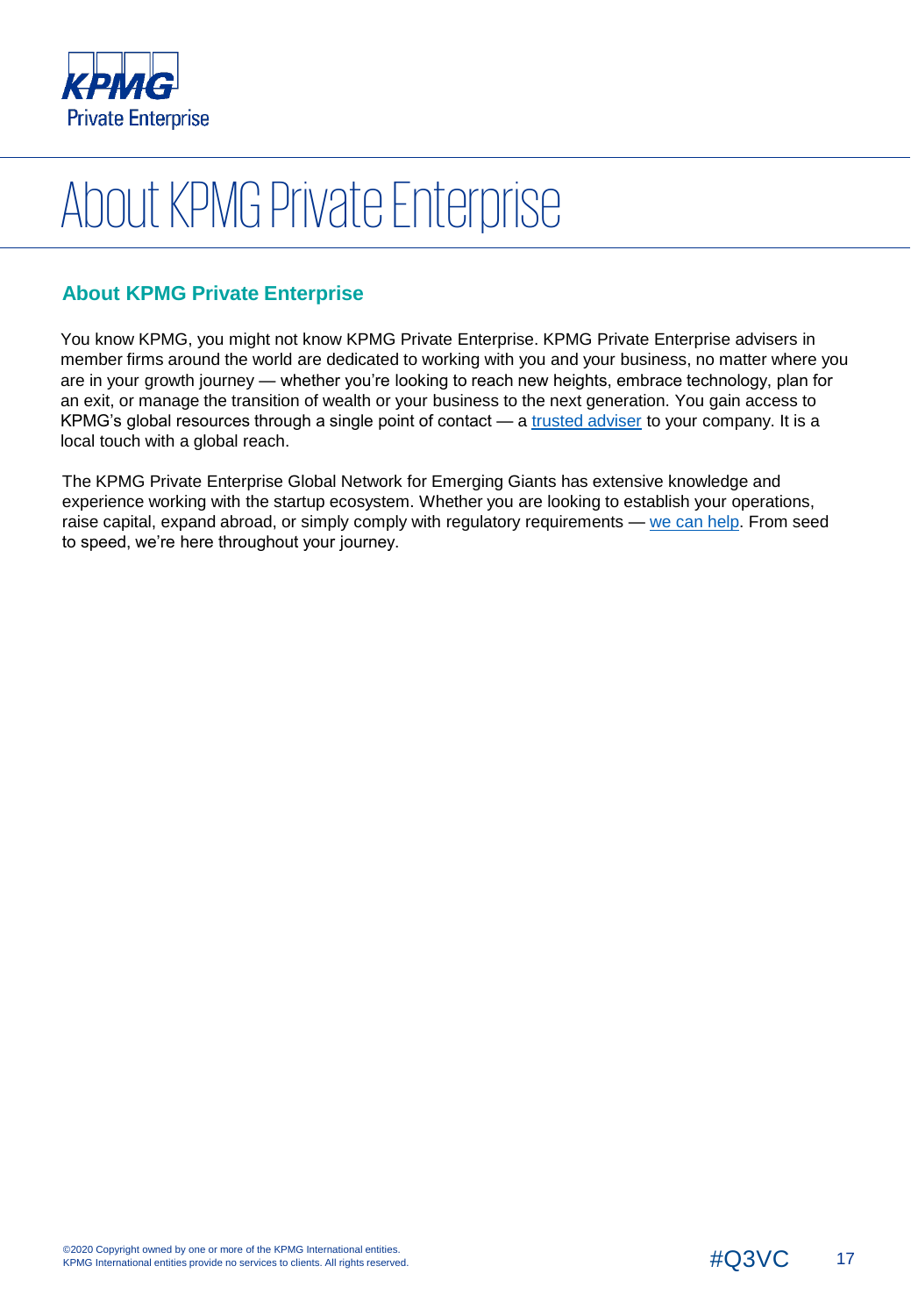# About KPMG Private Enterprise

## About KPMG Private Enterprise

You know KPMG, you might not know KPMG Private Enterprise. KPMG Private Enterprise advisers in member firms around the world are dedicated to working with you and your business, no matter where you are in your growth journey — whether you're looking to reach new heights, embrace technology, plan for an exit, or manage the transition of wealth or your business to the next generation. You gain access to KPMG's global resources through a single point of contact — a trusted adviser to your company. It is a local touch with a global reach.

The KPMG Private Enterprise Global Network for Emerging Giants has extensive knowledge and experience working with the startup ecosystem. Whether you are looking to establish your operations, raise capital, expand abroad, or simply comply with regulatory requirements — we can help. From seed to speed, we're here throughout your journey.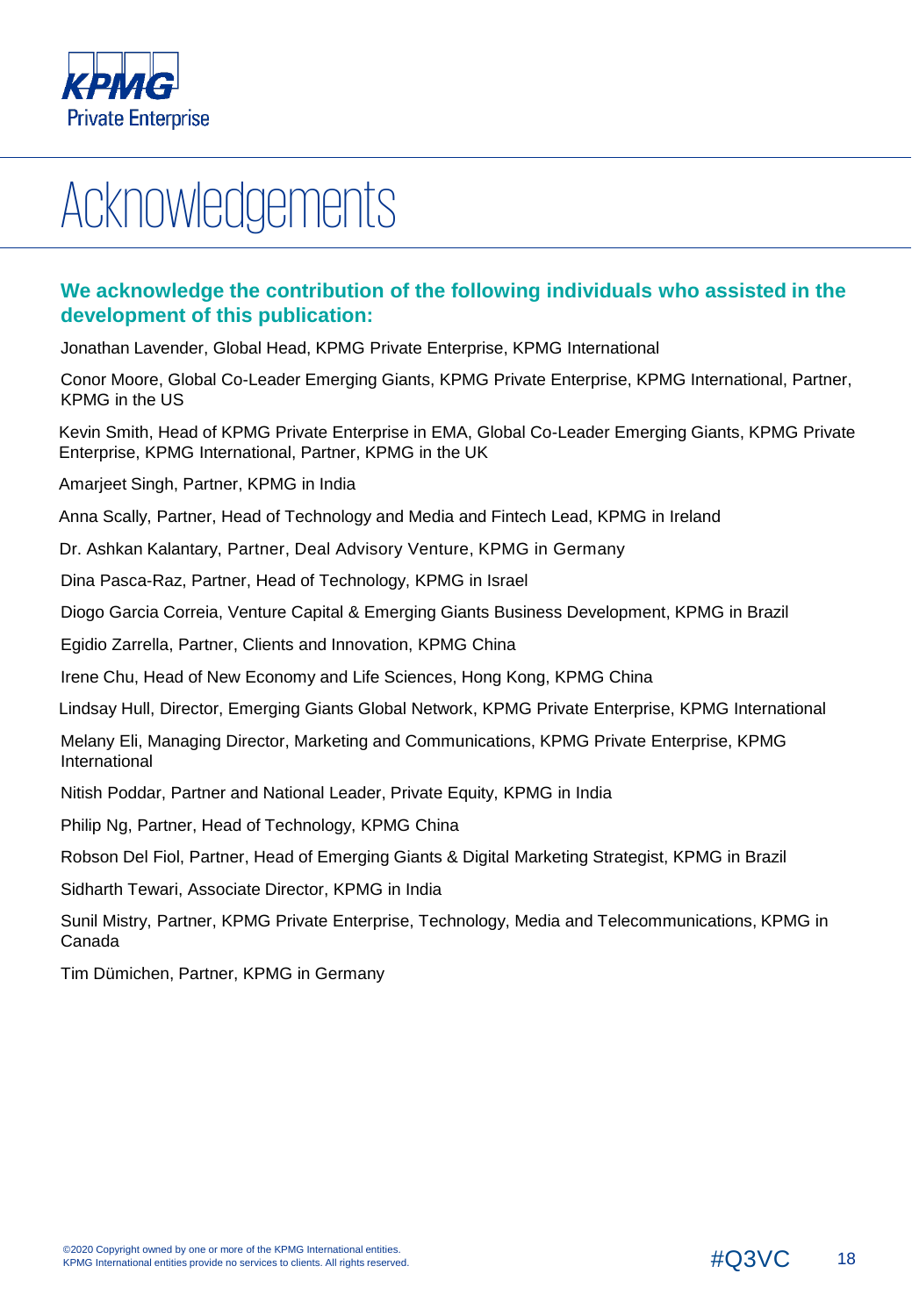# Acknowledgements

**We acknowledge the contribution of the following individuals who assisted in the development of this publication:**

Jonathan Lavender, Global Head, KPMG Private Enterprise, KPMG International

Conor Moore, Global Co-Leader Emerging Giants, KPMG Private Enterprise, KPMG International, Partner, KPMG in the US

Kevin Smith, Head of KPMG Private Enterprise in EMA, Global Co-Leader Emerging Giants, KPMG Private Enterprise, KPMG International, Partner, KPMG in the UK

Amarjeet Singh, Partner, KPMG in India

Anna Scally, Partner, Head of Technology and Media and Fintech Lead, KPMG in Ireland

Dr. Ashkan Kalantary, Partner, Deal Advisory Venture, KPMG in Germany

Dina Pasca-Raz, Partner, Head of Technology, KPMG in Israel

Diogo Garcia Correia, Venture Capital & Emerging Giants Business Development, KPMG in Brazil

Egidio Zarrella, Partner, Clients and Innovation, KPMG China

Irene Chu, Head of New Economy and Life Sciences, Hong Kong, KPMG China

Lindsay Hull, Director, Emerging Giants Global Network, KPMG Private Enterprise, KPMG International

Melany Eli, Managing Director, Marketing and Communications, KPMG Private Enterprise, KPMG International

Nitish Poddar, Partner and National Leader, Private Equity, KPMG in India

Philip Ng, Partner, Head of Technology, KPMG China

Robson Del Fiol, Partner, Head of Emerging Giants & Digital Marketing Strategist, KPMG in Brazil

Sidharth Tewari, Associate Director, KPMG in India

Sunil Mistry, Partner, KPMG Private Enterprise, Technology, Media and Telecommunications, KPMG in Canada

Tim Dümichen, Partner, KPMG in Germany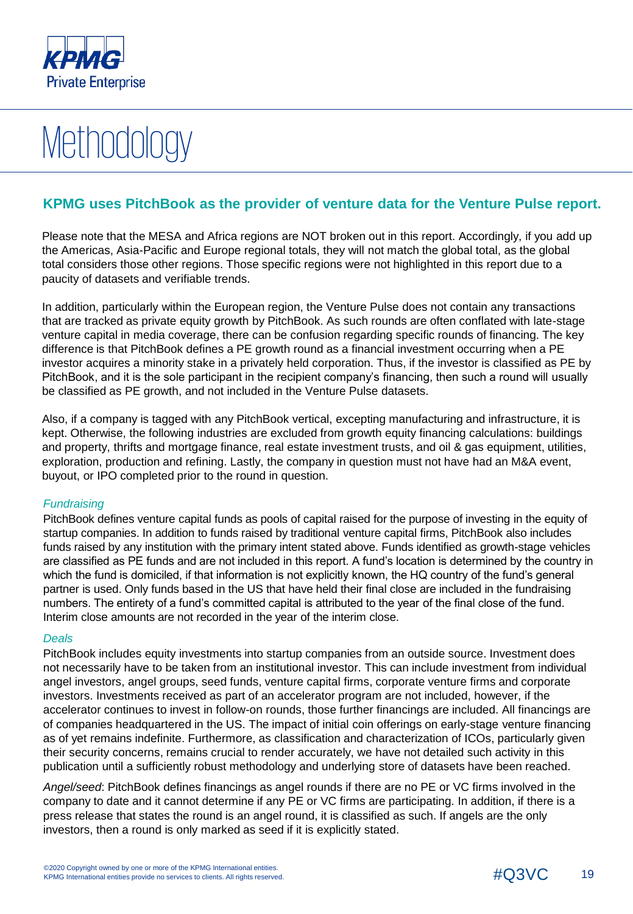# Methodology

## KPMG uses PitchBook as the provider of venture data for the Venture Pulse report.

Please note that the MESA and Africa regions are NOT broken out in this report. Accordingly, if you add up the Americas, Asia-Pacific and Europe regional totals, they will not match the global total, as the global total considers those other regions. Those specific regions were not highlighted in this report due to a paucity of datasets and verifiable trends.

In addition, particularly within the European region, the Venture Pulse does not contain any transactions that are tracked as private equity growth by PitchBook. As such rounds are often conflated with late-stage venture capital in media coverage, there can be confusion regarding specific rounds of financing. The key difference is that PitchBook defines a PE growth round as a financial investment occurring when a PE investor acquires a minority stake in a privately held corporation. Thus, if the investor is classified as PE by PitchBook, and it is the sole participant in the recipient company's financing, then such a round will usually be classified as PE growth, and not included in the Venture Pulse datasets.

Also, if a company is tagged with any PitchBook vertical, excepting manufacturing and infrastructure, it is kept. Otherwise, the following industries are excluded from growth equity financing calculations: buildings and property, thrifts and mortgage finance, real estate investment trusts, and oil & gas equipment, utilities, exploration, production and refining. Lastly, the company in question must not have had an M&A event, buyout, or IPO completed prior to the round in question.

*Fundraising*

PitchBook defines venture capital funds as pools of capital raised for the purpose of investing in the equity of startup companies. In addition to funds raised by traditional venture capital firms, PitchBook also includes funds raised by any institution with the primary intent stated above. Funds identified as growth-stage vehicles are classified as PE funds and are not included in this report. A fund's location is determined by the country in which the fund is domiciled, if that information is not explicitly known, the HQ country of the fund's general partner is used. Only funds based in the US that have held their final close are included in the fundraising numbers. The entirety of a fund's committed capital is attributed to the year of the final close of the fund. Interim close amounts are not recorded in the year of the interim close.

*Deals*

PitchBook includes equity investments into startup companies from an outside source. Investment does not necessarily have to be taken from an institutional investor. This can include investment from individual angel investors, angel groups, seed funds, venture capital firms, corporate venture firms and corporate investors. Investments received as part of an accelerator program are not included, however, if the accelerator continues to invest in follow-on rounds, those further financings are included. All financings are of companies headquartered in the US. The impact of initial coin offerings on early-stage venture financing as of yet remains indefinite. Furthermore, as classification and characterization of ICOs, particularly given their security concerns, remains crucial to render accurately, we have not detailed such activity in this publication until a sufficiently robust methodology and underlying store of datasets have been reached.

*Angel/seed*: PitchBook defines financings as angel rounds if there are no PE or VC firms involved in the company to date and it cannot determine if any PE or VC firms are participating. In addition, if there is a press release that states the round is an angel round, it is classified as such. If angels are the only investors, then a round is only marked as seed if it is explicitly stated.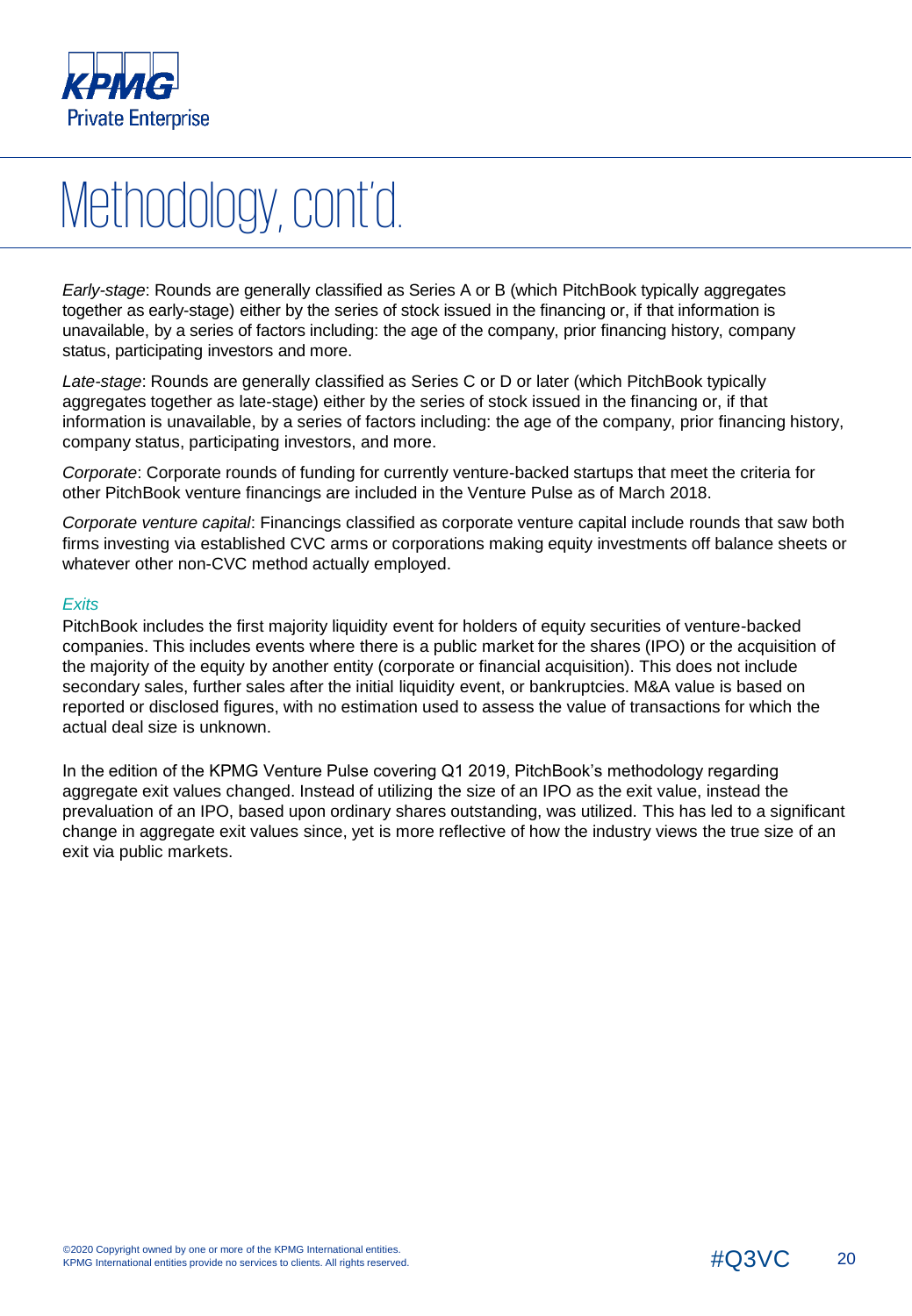# Methodology, cont'd.

*Early-stage*: Rounds are generally classified as Series A or B (which PitchBook typically aggregates together as early-stage) either by the series of stock issued in the financing or, if that information is unavailable, by a series of factors including: the age of the company, prior financing history, company status, participating investors and more.

*Late-stage*: Rounds are generally classified as Series C or D or later (which PitchBook typically aggregates together as late-stage) either by the series of stock issued in the financing or, if that information is unavailable, by a series of factors including: the age of the company, prior financing history, company status, participating investors, and more.

*Corporate*: Corporate rounds of funding for currently venture-backed startups that meet the criteria for other PitchBook venture financings are included in the Venture Pulse as of March 2018.

*Corporate venture capital*: Financings classified as corporate venture capital include rounds that saw both firms investing via established CVC arms or corporations making equity investments off balance sheets or whatever other non-CVC method actually employed.

*Exits*

PitchBook includes the first majority liquidity event for holders of equity securities of venture-backed companies. This includes events where there is a public market for the shares (IPO) or the acquisition of the majority of the equity by another entity (corporate or financial acquisition). This does not include secondary sales, further sales after the initial liquidity event, or bankruptcies. M&A value is based on reported or disclosed figures, with no estimation used to assess the value of transactions for which the actual deal size is unknown.

In the edition of the KPMG Venture Pulse covering Q1 2019, PitchBook's methodology regarding aggregate exit values changed. Instead of utilizing the size of an IPO as the exit value, instead the prevaluation of an IPO, based upon ordinary shares outstanding, was utilized. This has led to a significant change in aggregate exit values since, yet is more reflective of how the industry views the true size of an exit via public markets.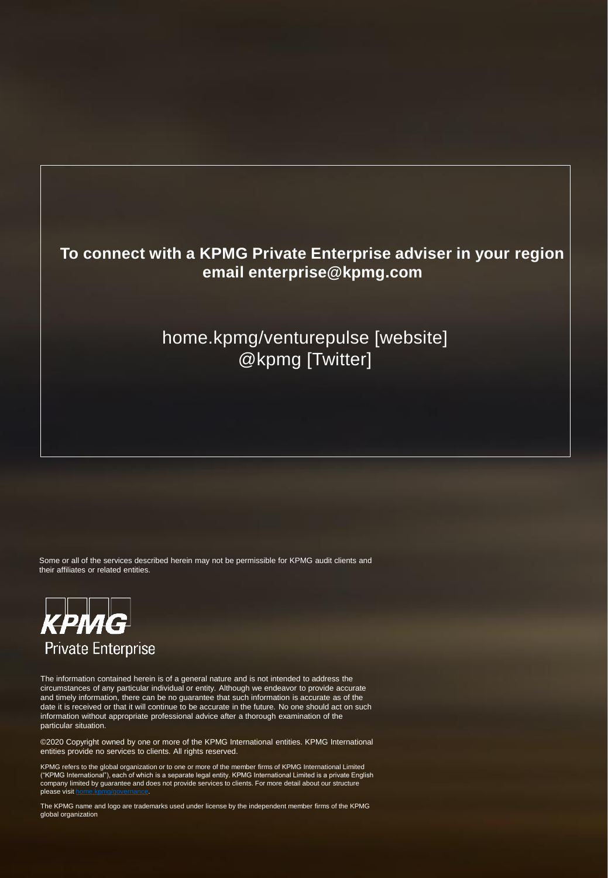**To connect with a KPMG Private Enterprise adviser in your region email enterprise@kpmg.com**

home.kpmg/venturepulse [website]
@kpmg [Twitter]

Some or all of the services described herein may not be permissible for KPMG audit clients and their affiliates or related entities.

KPMG
Private Enterprise

The information contained herein is of a general nature and is not intended to address the circumstances of any particular individual or entity. Although we endeavor to provide accurate and timely information, there can be no guarantee that such information is accurate as of the date it is received or that it will continue to be accurate in the future. No one should act on such information without appropriate professional advice after a thorough examination of the particular situation.

©2020 Copyright owned by one or more of the KPMG International entities. KPMG International entities provide no services to clients. All rights reserved.

KPMG refers to the global organization or to one or more of the member firms of KPMG International Limited ("KPMG International"), each of which is a separate legal entity. KPMG International Limited is a private English company limited by guarantee and does not provide services to clients. For more detail about our structure please visit home.kpmg/governance.

The KPMG name and logo are trademarks used under license by the independent member firms of the KPMG global organization